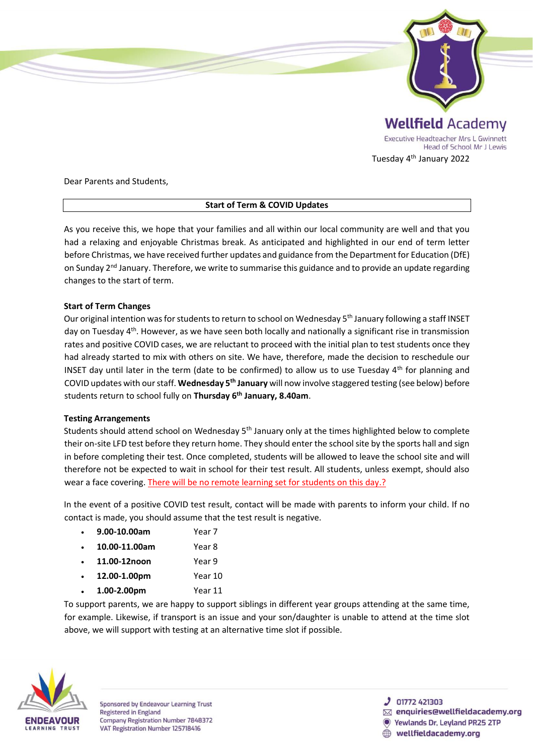Wellfield Academy

Executive Headteacher Mrs L Gwinnett
Head of School Mr J Lewis

Tuesday 4th January 2022

Dear Parents and Students,

**Start of Term & COVID Updates**

As you receive this, we hope that your families and all within our local community are well and that you had a relaxing and enjoyable Christmas break. As anticipated and highlighted in our end of term letter before Christmas, we have received further updates and guidance from the Department for Education (DfE) on Sunday 2nd January. Therefore, we write to summarise this guidance and to provide an update regarding changes to the start of term.

**Start of Term Changes**

Our original intention was for students to return to school on Wednesday 5th January following a staff INSET day on Tuesday 4th. However, as we have seen both locally and nationally a significant rise in transmission rates and positive COVID cases, we are reluctant to proceed with the initial plan to test students once they had already started to mix with others on site. We have, therefore, made the decision to reschedule our INSET day until later in the term (date to be confirmed) to allow us to use Tuesday 4th for planning and COVID updates with our staff. **Wednesday 5th January** will now involve staggered testing (see below) before students return to school fully on **Thursday 6th January, 8.40am**.

**Testing Arrangements**

Students should attend school on Wednesday 5th January only at the times highlighted below to complete their on-site LFD test before they return home. They should enter the school site by the sports hall and sign in before completing their test. Once completed, students will be allowed to leave the school site and will therefore not be expected to wait in school for their test result. All students, unless exempt, should also wear a face covering. There will be no remote learning set for students on this day.?

In the event of a positive COVID test result, contact will be made with parents to inform your child. If no contact is made, you should assume that the test result is negative.

- **9.00-10.00am** Year 7
- **10.00-11.00am** Year 8
- **11.00-12noon** Year 9
- **12.00-1.00pm** Year 10
- **1.00-2.00pm** Year 11

To support parents, we are happy to support siblings in different year groups attending at the same time, for example. Likewise, if transport is an issue and your son/daughter is unable to attend at the time slot above, we will support with testing at an alternative time slot if possible.

ENDEAVOUR LEARNING TRUST

Sponsored by Endeavour Learning Trust
Registered in England
Company Registration Number 7848372
VAT Registration Number 125718416

01772 421303
enquiries@wellfieldacademy.org
Yewlands Dr, Leyland PR25 2TP
wellfieldacademy.org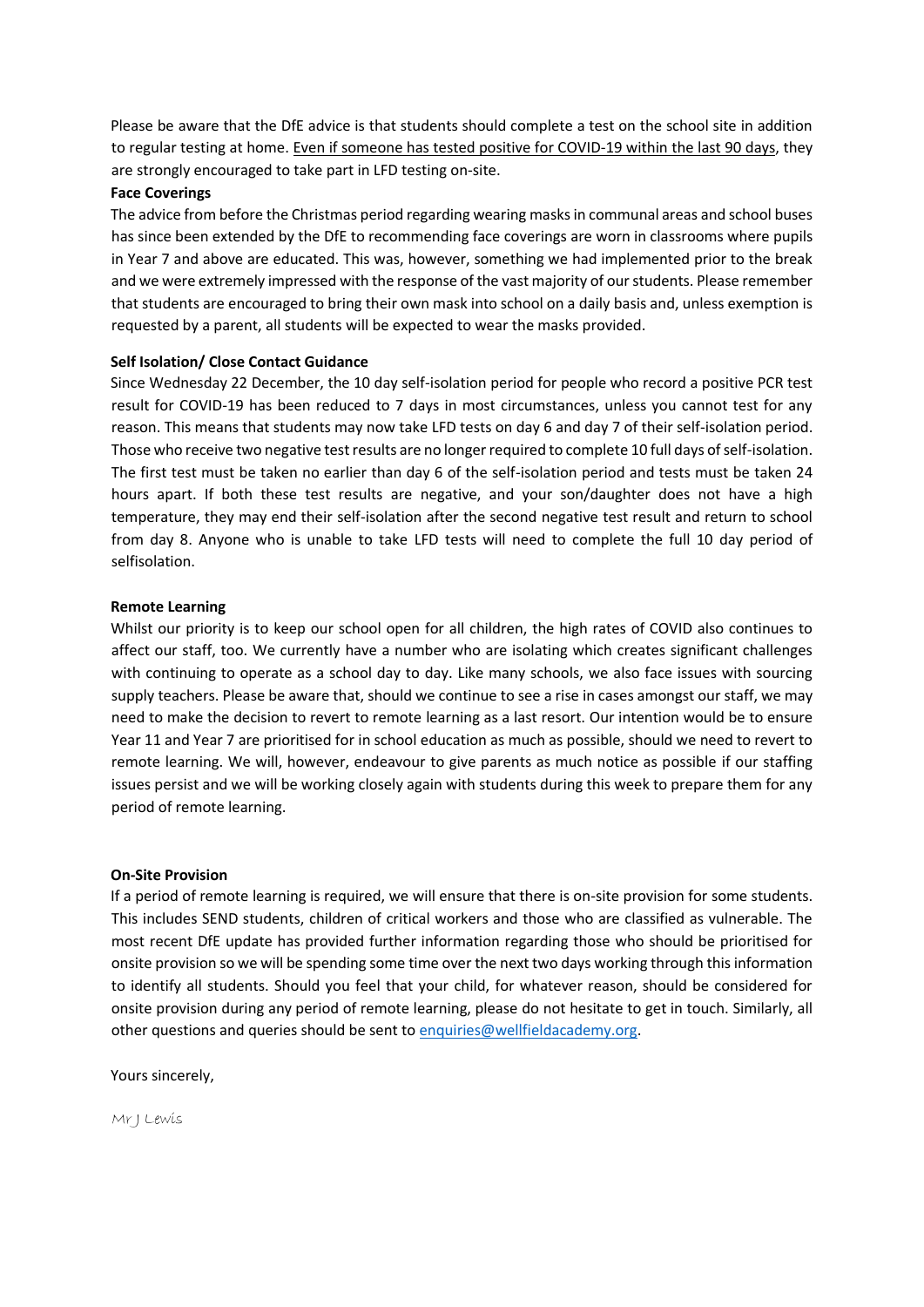Please be aware that the DfE advice is that students should complete a test on the school site in addition to regular testing at home. Even if someone has tested positive for COVID-19 within the last 90 days, they are strongly encouraged to take part in LFD testing on-site.

**Face Coverings**

The advice from before the Christmas period regarding wearing masks in communal areas and school buses has since been extended by the DfE to recommending face coverings are worn in classrooms where pupils in Year 7 and above are educated. This was, however, something we had implemented prior to the break and we were extremely impressed with the response of the vast majority of our students. Please remember that students are encouraged to bring their own mask into school on a daily basis and, unless exemption is requested by a parent, all students will be expected to wear the masks provided.

**Self Isolation/ Close Contact Guidance**

Since Wednesday 22 December, the 10 day self-isolation period for people who record a positive PCR test result for COVID-19 has been reduced to 7 days in most circumstances, unless you cannot test for any reason. This means that students may now take LFD tests on day 6 and day 7 of their self-isolation period. Those who receive two negative test results are no longer required to complete 10 full days of self-isolation. The first test must be taken no earlier than day 6 of the self-isolation period and tests must be taken 24 hours apart. If both these test results are negative, and your son/daughter does not have a high temperature, they may end their self-isolation after the second negative test result and return to school from day 8. Anyone who is unable to take LFD tests will need to complete the full 10 day period of selfisolation.

**Remote Learning**

Whilst our priority is to keep our school open for all children, the high rates of COVID also continues to affect our staff, too. We currently have a number who are isolating which creates significant challenges with continuing to operate as a school day to day. Like many schools, we also face issues with sourcing supply teachers. Please be aware that, should we continue to see a rise in cases amongst our staff, we may need to make the decision to revert to remote learning as a last resort. Our intention would be to ensure Year 11 and Year 7 are prioritised for in school education as much as possible, should we need to revert to remote learning. We will, however, endeavour to give parents as much notice as possible if our staffing issues persist and we will be working closely again with students during this week to prepare them for any period of remote learning.

**On-Site Provision**

If a period of remote learning is required, we will ensure that there is on-site provision for some students. This includes SEND students, children of critical workers and those who are classified as vulnerable. The most recent DfE update has provided further information regarding those who should be prioritised for onsite provision so we will be spending some time over the next two days working through this information to identify all students. Should you feel that your child, for whatever reason, should be considered for onsite provision during any period of remote learning, please do not hesitate to get in touch. Similarly, all other questions and queries should be sent to enquiries@wellfieldacademy.org.

Yours sincerely,

Mr J Lewis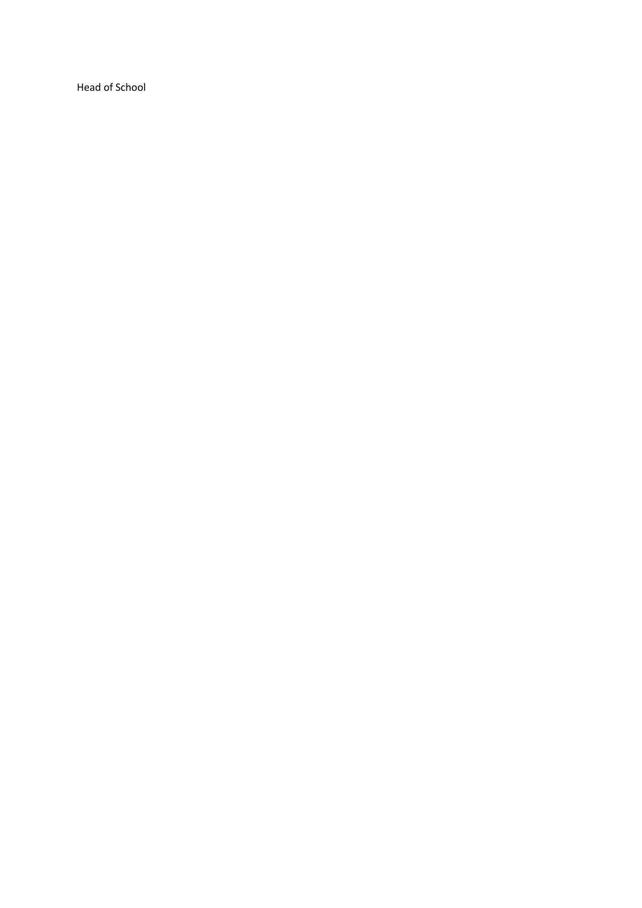Head of School